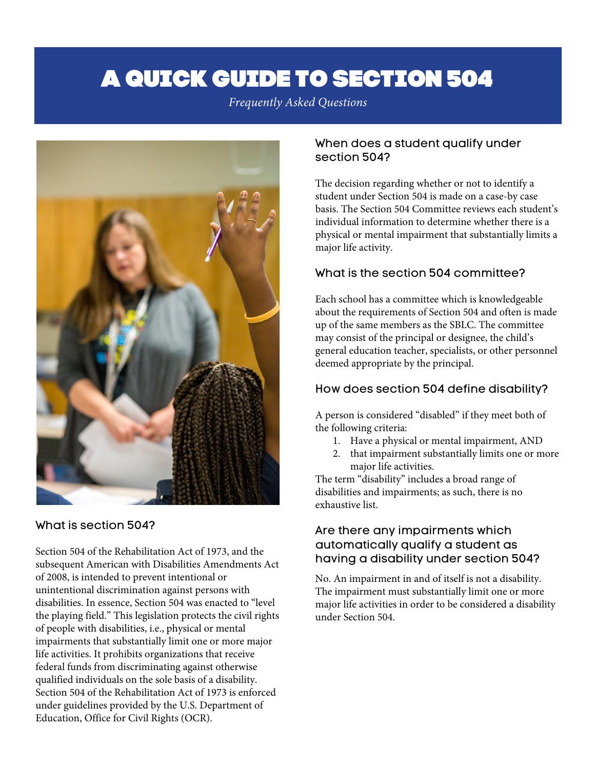# A QUICK GUIDE TO SECTION 504

*Frequently Asked Questions*

## What is section 504?

Section 504 of the Rehabilitation Act of 1973, and the subsequent American with Disabilities Amendments Act of 2008, is intended to prevent intentional or unintentional discrimination against persons with disabilities. In essence, Section 504 was enacted to "level the playing field." This legislation protects the civil rights of people with disabilities, i.e., physical or mental impairments that substantially limit one or more major life activities. It prohibits organizations that receive federal funds from discriminating against otherwise qualified individuals on the sole basis of a disability. Section 504 of the Rehabilitation Act of 1973 is enforced under guidelines provided by the U.S. Department of Education, Office for Civil Rights (OCR).

## When does a student qualify under section 504?

The decision regarding whether or not to identify a student under Section 504 is made on a case-by case basis. The Section 504 Committee reviews each student's individual information to determine whether there is a physical or mental impairment that substantially limits a major life activity.

## What is the section 504 committee?

Each school has a committee which is knowledgeable about the requirements of Section 504 and often is made up of the same members as the SBLC. The committee may consist of the principal or designee, the child's general education teacher, specialists, or other personnel deemed appropriate by the principal.

## How does section 504 define disability?

A person is considered "disabled" if they meet both of the following criteria:

1. Have a physical or mental impairment, AND
2. that impairment substantially limits one or more major life activities.

The term "disability" includes a broad range of disabilities and impairments; as such, there is no exhaustive list.

## Are there any impairments which automatically qualify a student as having a disability under section 504?

No. An impairment in and of itself is not a disability. The impairment must substantially limit one or more major life activities in order to be considered a disability under Section 504.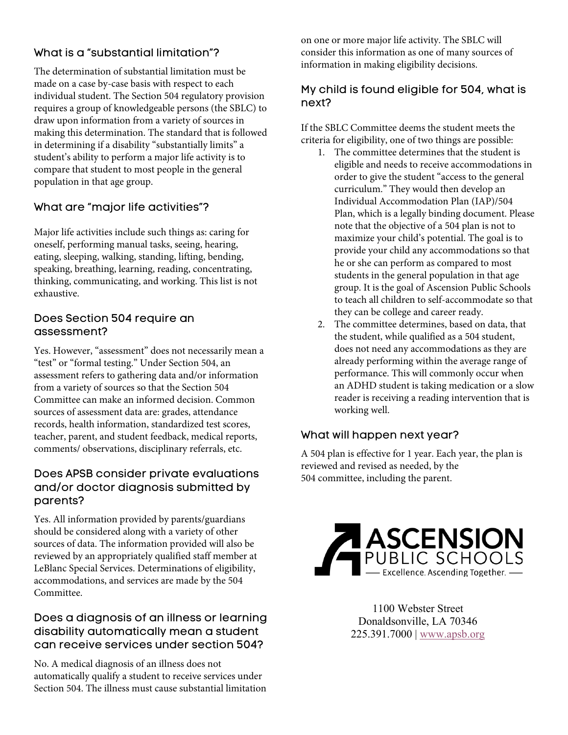## What is a "substantial limitation"?

The determination of substantial limitation must be made on a case by-case basis with respect to each individual student. The Section 504 regulatory provision requires a group of knowledgeable persons (the SBLC) to draw upon information from a variety of sources in making this determination. The standard that is followed in determining if a disability "substantially limits" a student's ability to perform a major life activity is to compare that student to most people in the general population in that age group.

## What are "major life activities"?

Major life activities include such things as: caring for oneself, performing manual tasks, seeing, hearing, eating, sleeping, walking, standing, lifting, bending, speaking, breathing, learning, reading, concentrating, thinking, communicating, and working. This list is not exhaustive.

## Does Section 504 require an assessment?

Yes. However, "assessment" does not necessarily mean a "test" or "formal testing." Under Section 504, an assessment refers to gathering data and/or information from a variety of sources so that the Section 504 Committee can make an informed decision. Common sources of assessment data are: grades, attendance records, health information, standardized test scores, teacher, parent, and student feedback, medical reports, comments/ observations, disciplinary referrals, etc.

## Does APSB consider private evaluations and/or doctor diagnosis submitted by parents?

Yes. All information provided by parents/guardians should be considered along with a variety of other sources of data. The information provided will also be reviewed by an appropriately qualified staff member at LeBlanc Special Services. Determinations of eligibility, accommodations, and services are made by the 504 Committee.

## Does a diagnosis of an illness or learning disability automatically mean a student can receive services under section 504?

No. A medical diagnosis of an illness does not automatically qualify a student to receive services under Section 504. The illness must cause substantial limitation on one or more major life activity. The SBLC will consider this information as one of many sources of information in making eligibility decisions.

## My child is found eligible for 504, what is next?

If the SBLC Committee deems the student meets the criteria for eligibility, one of two things are possible:

1. The committee determines that the student is eligible and needs to receive accommodations in order to give the student "access to the general curriculum." They would then develop an Individual Accommodation Plan (IAP)/504 Plan, which is a legally binding document. Please note that the objective of a 504 plan is not to maximize your child's potential. The goal is to provide your child any accommodations so that he or she can perform as compared to most students in the general population in that age group. It is the goal of Ascension Public Schools to teach all children to self-accommodate so that they can be college and career ready.
2. The committee determines, based on data, that the student, while qualified as a 504 student, does not need any accommodations as they are already performing within the average range of performance. This will commonly occur when an ADHD student is taking medication or a slow reader is receiving a reading intervention that is working well.

## What will happen next year?

A 504 plan is effective for 1 year. Each year, the plan is reviewed and revised as needed, by the 504 committee, including the parent.

ASCENSION PUBLIC SCHOOLS
Excellence. Ascending Together.

1100 Webster Street
Donaldsonville, LA 70346
225.391.7000 | www.apsb.org